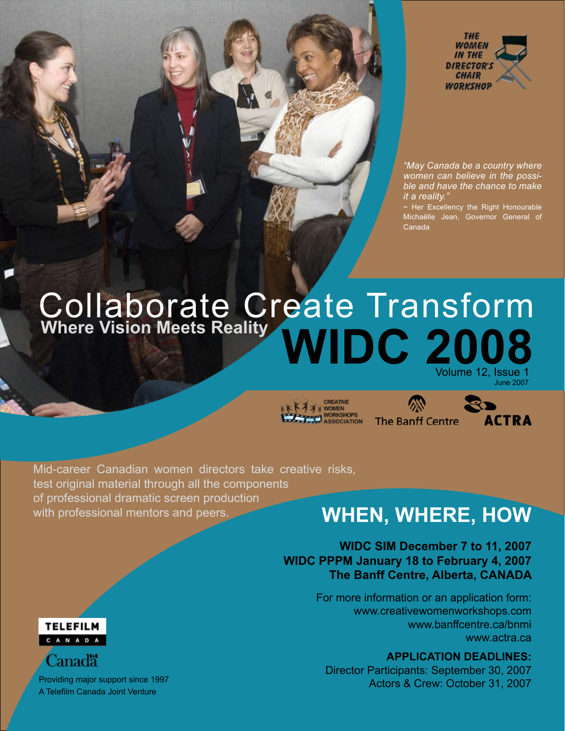THE WOMEN IN THE DIRECTOR'S CHAIR WORKSHOP

*"May Canada be a country where women can believe in the possible and have the chance to make it a reality."*

~ Her Excellency the Right Honourable Michaëlle Jean, Governor General of Canada

# Collaborate Create Transform

**Where Vision Meets Reality**

# WIDC 2008

Volume 12, Issue 1

June 2007

Creative Women Workshops Association · The Banff Centre · ACTRA

Mid-career Canadian women directors take creative risks, test original material through all the components of professional dramatic screen production with professional mentors and peers.

## WHEN, WHERE, HOW

**WIDC SIM December 7 to 11, 2007**
**WIDC PPPM January 18 to February 4, 2007**
**The Banff Centre, Alberta, CANADA**

For more information or an application form:
www.creativewomenworkshops.com
www.banffcentre.ca/bnmi
www.actra.ca

**APPLICATION DEADLINES:**
Director Participants: September 30, 2007
Actors & Crew: October 31, 2007

TELEFILM CANADA

Canada

Providing major support since 1997
A Telefilm Canada Joint Venture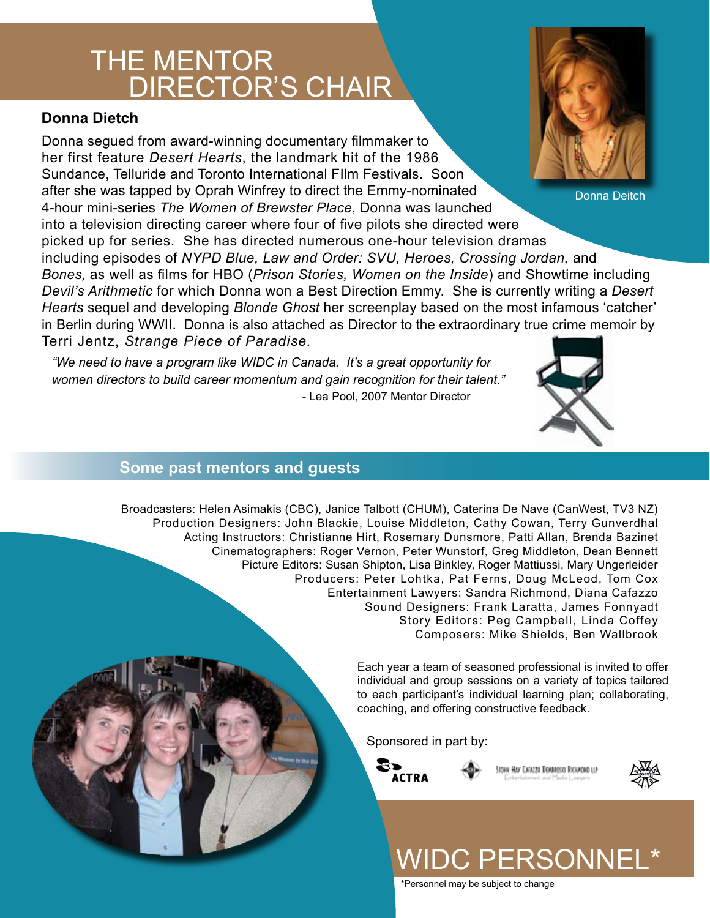# THE MENTOR DIRECTOR'S CHAIR

### Donna Dietch

Donna segued from award-winning documentary filmmaker to her first feature *Desert Hearts*, the landmark hit of the 1986 Sundance, Telluride and Toronto International FIlm Festivals. Soon after she was tapped by Oprah Winfrey to direct the Emmy-nominated 4-hour mini-series *The Women of Brewster Place*, Donna was launched into a television directing career where four of five pilots she directed were picked up for series. She has directed numerous one-hour television dramas including episodes of *NYPD Blue, Law and Order: SVU, Heroes, Crossing Jordan,* and *Bones,* as well as films for HBO (*Prison Stories, Women on the Inside*) and Showtime including *Devil's Arithmetic* for which Donna won a Best Direction Emmy. She is currently writing a *Desert Hearts* sequel and developing *Blonde Ghost* her screenplay based on the most infamous 'catcher' in Berlin during WWII. Donna is also attached as Director to the extraordinary true crime memoir by Terri Jentz, *Strange Piece of Paradise.*

Donna Deitch

*"We need to have a program like WIDC in Canada. It's a great opportunity for women directors to build career momentum and gain recognition for their talent."*

- Lea Pool, 2007 Mentor Director

## Some past mentors and guests

Broadcasters: Helen Asimakis (CBC), Janice Talbott (CHUM), Caterina De Nave (CanWest, TV3 NZ)
Production Designers: John Blackie, Louise Middleton, Cathy Cowan, Terry Gunverdhal
Acting Instructors: Christianne Hirt, Rosemary Dunsmore, Patti Allan, Brenda Bazinet
Cinematographers: Roger Vernon, Peter Wunstorf, Greg Middleton, Dean Bennett
Picture Editors: Susan Shipton, Lisa Binkley, Roger Mattiussi, Mary Ungerleider
Producers: Peter Lohtka, Pat Ferns, Doug McLeod, Tom Cox
Entertainment Lawyers: Sandra Richmond, Diana Cafazzo
Sound Designers: Frank Laratta, James Fonnyadt
Story Editors: Peg Campbell, Linda Coffey
Composers: Mike Shields, Ben Wallbrook

Each year a team of seasoned professional is invited to offer individual and group sessions on a variety of topics tailored to each participant's individual learning plan; collaborating, coaching, and offering constructive feedback.

Sponsored in part by:

ACTRA

Stohn Hay Cafazzo Dembroski Richmond LLP
Entertainment and Media Lawyers

# WIDC PERSONNEL*

*Personnel may be subject to change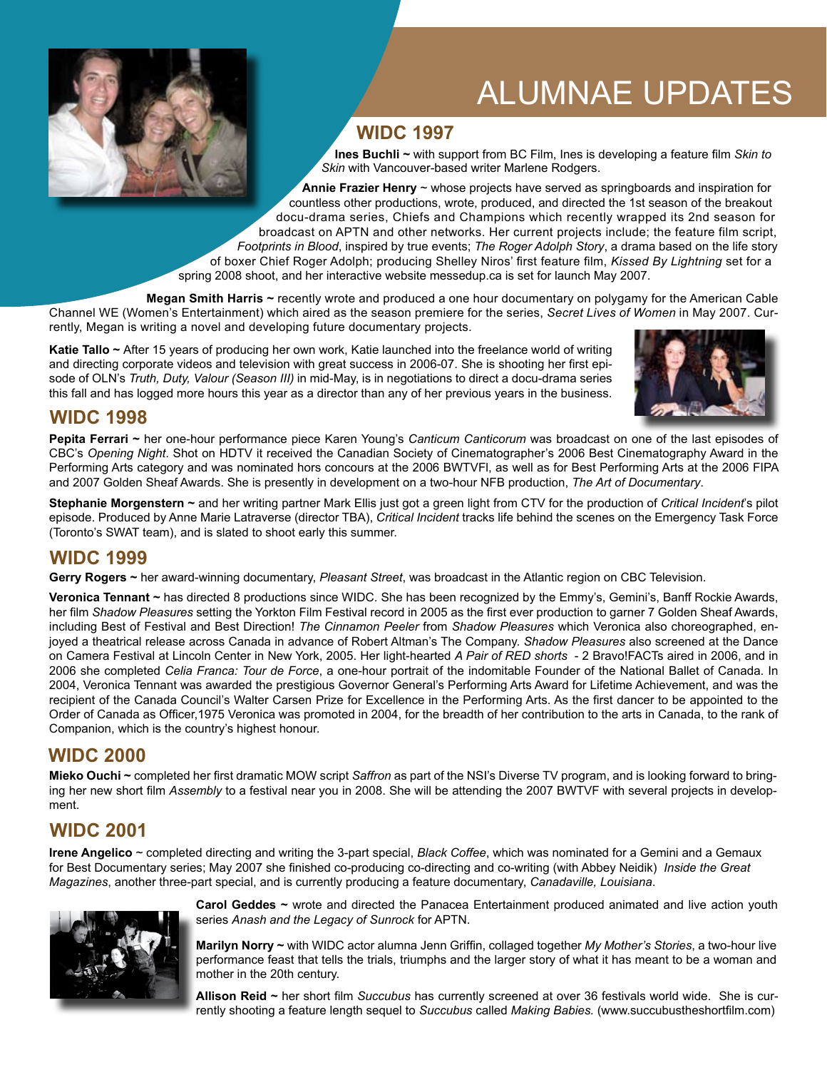# ALUMNAE UPDATES

## WIDC 1997

**Ines Buchli ~** with support from BC Film, Ines is developing a feature film *Skin to Skin* with Vancouver-based writer Marlene Rodgers.

**Annie Frazier Henry** ~ whose projects have served as springboards and inspiration for countless other productions, wrote, produced, and directed the 1st season of the breakout docu-drama series, Chiefs and Champions which recently wrapped its 2nd season for broadcast on APTN and other networks. Her current projects include; the feature film script, *Footprints in Blood*, inspired by true events; *The Roger Adolph Story*, a drama based on the life story of boxer Chief Roger Adolph; producing Shelley Niros' first feature film, *Kissed By Lightning* set for a spring 2008 shoot, and her interactive website messedup.ca is set for launch May 2007.

**Megan Smith Harris ~** recently wrote and produced a one hour documentary on polygamy for the American Cable Channel WE (Women's Entertainment) which aired as the season premiere for the series, *Secret Lives of Women* in May 2007. Currently, Megan is writing a novel and developing future documentary projects.

**Katie Tallo ~** After 15 years of producing her own work, Katie launched into the freelance world of writing and directing corporate videos and television with great success in 2006-07. She is shooting her first episode of OLN's *Truth, Duty, Valour (Season III)* in mid-May, is in negotiations to direct a docu-drama series this fall and has logged more hours this year as a director than any of her previous years in the business.

## WIDC 1998

**Pepita Ferrari ~** her one-hour performance piece Karen Young's *Canticum Canticorum* was broadcast on one of the last episodes of CBC's *Opening Night*. Shot on HDTV it received the Canadian Society of Cinematographer's 2006 Best Cinematography Award in the Performing Arts category and was nominated hors concours at the 2006 BWTVFI, as well as for Best Performing Arts at the 2006 FIPA and 2007 Golden Sheaf Awards. She is presently in development on a two-hour NFB production, *The Art of Documentary*.

**Stephanie Morgenstern ~** and her writing partner Mark Ellis just got a green light from CTV for the production of *Critical Incident*'s pilot episode. Produced by Anne Marie Latraverse (director TBA), *Critical Incident* tracks life behind the scenes on the Emergency Task Force (Toronto's SWAT team), and is slated to shoot early this summer.

## WIDC 1999

**Gerry Rogers ~** her award-winning documentary, *Pleasant Street*, was broadcast in the Atlantic region on CBC Television.

**Veronica Tennant ~** has directed 8 productions since WIDC. She has been recognized by the Emmy's, Gemini's, Banff Rockie Awards, her film *Shadow Pleasures* setting the Yorkton Film Festival record in 2005 as the first ever production to garner 7 Golden Sheaf Awards, including Best of Festival and Best Direction! *The Cinnamon Peeler* from *Shadow Pleasures* which Veronica also choreographed, enjoyed a theatrical release across Canada in advance of Robert Altman's The Company. *Shadow Pleasures* also screened at the Dance on Camera Festival at Lincoln Center in New York, 2005. Her light-hearted *A Pair of RED shorts* - 2 Bravo!FACTs aired in 2006, and in 2006 she completed *Celia Franca: Tour de Force*, a one-hour portrait of the indomitable Founder of the National Ballet of Canada. In 2004, Veronica Tennant was awarded the prestigious Governor General's Performing Arts Award for Lifetime Achievement, and was the recipient of the Canada Council's Walter Carsen Prize for Excellence in the Performing Arts. As the first dancer to be appointed to the Order of Canada as Officer,1975 Veronica was promoted in 2004, for the breadth of her contribution to the arts in Canada, to the rank of Companion, which is the country's highest honour.

## WIDC 2000

**Mieko Ouchi ~** completed her first dramatic MOW script *Saffron* as part of the NSI's Diverse TV program, and is looking forward to bringing her new short film *Assembly* to a festival near you in 2008. She will be attending the 2007 BWTVF with several projects in development.

## WIDC 2001

**Irene Angelico** ~ completed directing and writing the 3-part special, *Black Coffee*, which was nominated for a Gemini and a Gemaux for Best Documentary series; May 2007 she finished co-producing co-directing and co-writing (with Abbey Neidik) *Inside the Great Magazines*, another three-part special, and is currently producing a feature documentary, *Canadaville, Louisiana*.

**Carol Geddes ~** wrote and directed the Panacea Entertainment produced animated and live action youth series *Anash and the Legacy of Sunrock* for APTN.

**Marilyn Norry ~** with WIDC actor alumna Jenn Griffin, collaged together *My Mother's Stories*, a two-hour live performance feast that tells the trials, triumphs and the larger story of what it has meant to be a woman and mother in the 20th century.

**Allison Reid ~** her short film *Succubus* has currently screened at over 36 festivals world wide. She is currently shooting a feature length sequel to *Succubus* called *Making Babies.* (www.succubustheshortfilm.com)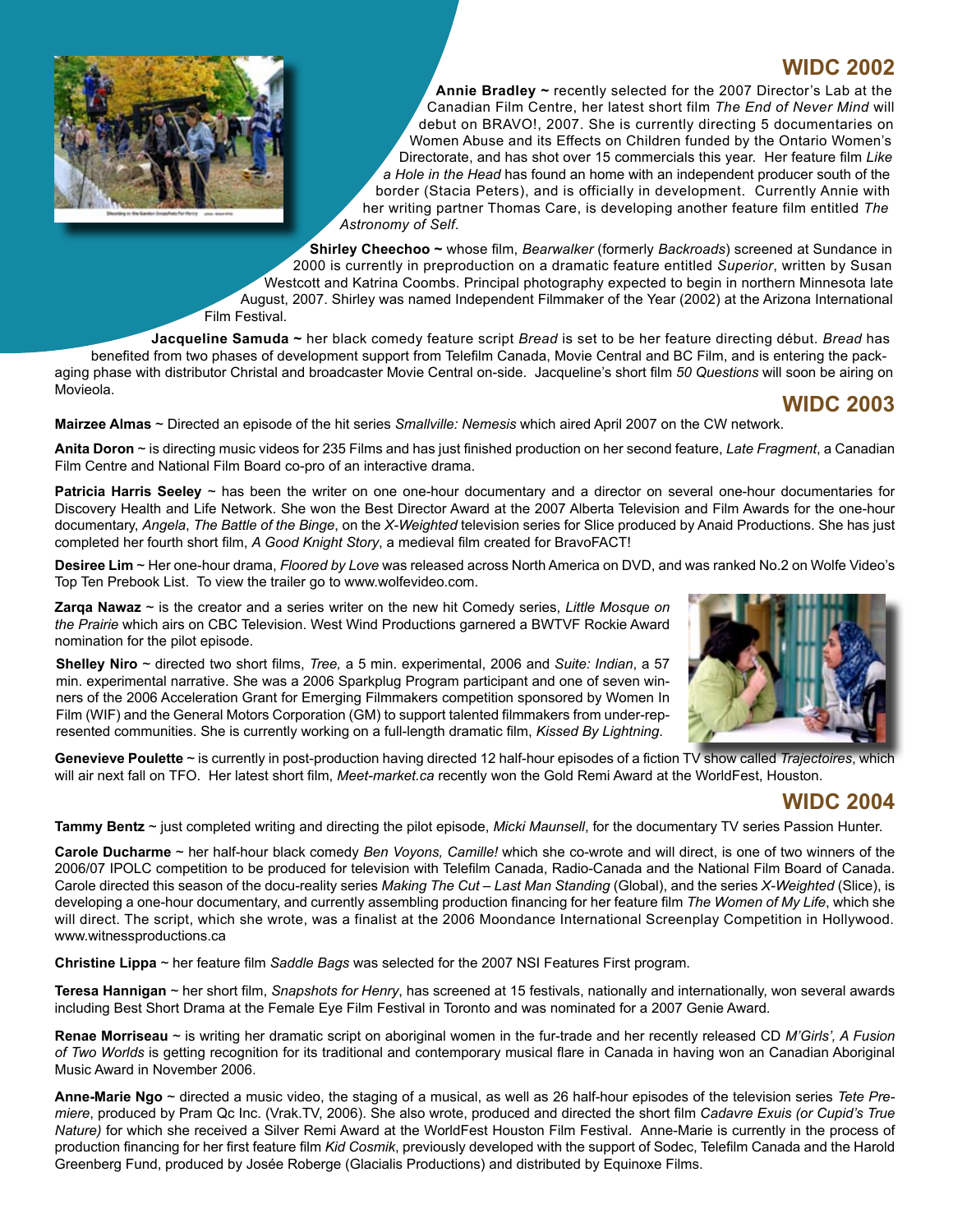## WIDC 2002

**Annie Bradley ~** recently selected for the 2007 Director's Lab at the Canadian Film Centre, her latest short film *The End of Never Mind* will debut on BRAVO!, 2007. She is currently directing 5 documentaries on Women Abuse and its Effects on Children funded by the Ontario Women's Directorate, and has shot over 15 commercials this year. Her feature film *Like a Hole in the Head* has found an home with an independent producer south of the border (Stacia Peters), and is officially in development. Currently Annie with her writing partner Thomas Care, is developing another feature film entitled *The Astronomy of Self*.

**Shirley Cheechoo ~** whose film, *Bearwalker* (formerly *Backroads*) screened at Sundance in 2000 is currently in preproduction on a dramatic feature entitled *Superior*, written by Susan Westcott and Katrina Coombs. Principal photography expected to begin in northern Minnesota late August, 2007. Shirley was named Independent Filmmaker of the Year (2002) at the Arizona International Film Festival.

**Jacqueline Samuda ~** her black comedy feature script *Bread* is set to be her feature directing début. *Bread* has benefited from two phases of development support from Telefilm Canada, Movie Central and BC Film, and is entering the packaging phase with distributor Christal and broadcaster Movie Central on-side. Jacqueline's short film *50 Questions* will soon be airing on Movieola.

## WIDC 2003

**Mairzee Almas** ~ Directed an episode of the hit series *Smallville: Nemesis* which aired April 2007 on the CW network.

**Anita Doron** ~ is directing music videos for 235 Films and has just finished production on her second feature, *Late Fragment*, a Canadian Film Centre and National Film Board co-pro of an interactive drama.

**Patricia Harris Seeley** ~ has been the writer on one one-hour documentary and a director on several one-hour documentaries for Discovery Health and Life Network. She won the Best Director Award at the 2007 Alberta Television and Film Awards for the one-hour documentary, *Angela*, *The Battle of the Binge*, on the *X-Weighted* television series for Slice produced by Anaid Productions. She has just completed her fourth short film, *A Good Knight Story*, a medieval film created for BravoFACT!

**Desiree Lim** ~ Her one-hour drama, *Floored by Love* was released across North America on DVD, and was ranked No.2 on Wolfe Video's Top Ten Prebook List. To view the trailer go to www.wolfevideo.com.

**Zarqa Nawaz** ~ is the creator and a series writer on the new hit Comedy series, *Little Mosque on the Prairie* which airs on CBC Television. West Wind Productions garnered a BWTVF Rockie Award nomination for the pilot episode.

**Shelley Niro** ~ directed two short films, *Tree,* a 5 min. experimental, 2006 and *Suite: Indian*, a 57 min. experimental narrative. She was a 2006 Sparkplug Program participant and one of seven winners of the 2006 Acceleration Grant for Emerging Filmmakers competition sponsored by Women In Film (WIF) and the General Motors Corporation (GM) to support talented filmmakers from under-represented communities. She is currently working on a full-length dramatic film, *Kissed By Lightning*.

**Genevieve Poulette** ~ is currently in post-production having directed 12 half-hour episodes of a fiction TV show called *Trajectoires*, which will air next fall on TFO. Her latest short film, *Meet-market.ca* recently won the Gold Remi Award at the WorldFest, Houston.

## WIDC 2004

**Tammy Bentz** ~ just completed writing and directing the pilot episode, *Micki Maunsell*, for the documentary TV series Passion Hunter.

**Carole Ducharme** ~ her half-hour black comedy *Ben Voyons, Camille!* which she co-wrote and will direct, is one of two winners of the 2006/07 IPOLC competition to be produced for television with Telefilm Canada, Radio-Canada and the National Film Board of Canada. Carole directed this season of the docu-reality series *Making The Cut – Last Man Standing* (Global), and the series *X-Weighted* (Slice), is developing a one-hour documentary, and currently assembling production financing for her feature film *The Women of My Life*, which she will direct. The script, which she wrote, was a finalist at the 2006 Moondance International Screenplay Competition in Hollywood. www.witnessproductions.ca

**Christine Lippa** ~ her feature film *Saddle Bags* was selected for the 2007 NSI Features First program.

**Teresa Hannigan** ~ her short film, *Snapshots for Henry*, has screened at 15 festivals, nationally and internationally, won several awards including Best Short Drama at the Female Eye Film Festival in Toronto and was nominated for a 2007 Genie Award.

**Renae Morriseau** ~ is writing her dramatic script on aboriginal women in the fur-trade and her recently released CD *M'Girls', A Fusion of Two Worlds* is getting recognition for its traditional and contemporary musical flare in Canada in having won an Canadian Aboriginal Music Award in November 2006.

**Anne-Marie Ngo** ~ directed a music video, the staging of a musical, as well as 26 half-hour episodes of the television series *Tete Premiere*, produced by Pram Qc Inc. (Vrak.TV, 2006). She also wrote, produced and directed the short film *Cadavre Exuis (or Cupid's True Nature)* for which she received a Silver Remi Award at the WorldFest Houston Film Festival. Anne-Marie is currently in the process of production financing for her first feature film *Kid Cosmik*, previously developed with the support of Sodec, Telefilm Canada and the Harold Greenberg Fund, produced by Josée Roberge (Glacialis Productions) and distributed by Equinoxe Films.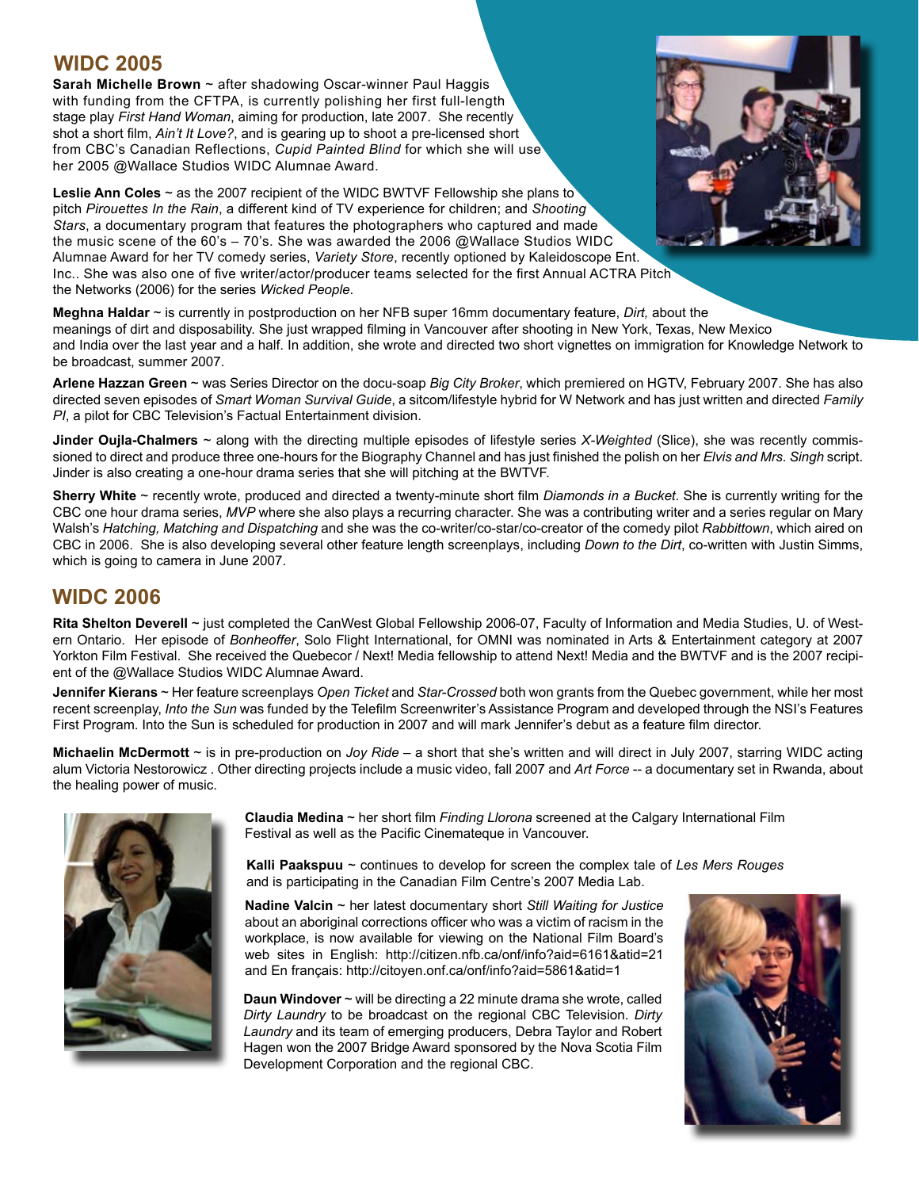## WIDC 2005

**Sarah Michelle Brown** ~ after shadowing Oscar-winner Paul Haggis with funding from the CFTPA, is currently polishing her first full-length stage play *First Hand Woman*, aiming for production, late 2007. She recently shot a short film, *Ain't It Love?*, and is gearing up to shoot a pre-licensed short from CBC's Canadian Reflections, *Cupid Painted Blind* for which she will use her 2005 @Wallace Studios WIDC Alumnae Award.

**Leslie Ann Coles** ~ as the 2007 recipient of the WIDC BWTVF Fellowship she plans to pitch *Pirouettes In the Rain*, a different kind of TV experience for children; and *Shooting Stars*, a documentary program that features the photographers who captured and made the music scene of the 60's – 70's. She was awarded the 2006 @Wallace Studios WIDC Alumnae Award for her TV comedy series, *Variety Store*, recently optioned by Kaleidoscope Ent. Inc.. She was also one of five writer/actor/producer teams selected for the first Annual ACTRA Pitch the Networks (2006) for the series *Wicked People*.

**Meghna Haldar** ~ is currently in postproduction on her NFB super 16mm documentary feature, *Dirt,* about the meanings of dirt and disposability. She just wrapped filming in Vancouver after shooting in New York, Texas, New Mexico and India over the last year and a half. In addition, she wrote and directed two short vignettes on immigration for Knowledge Network to be broadcast, summer 2007.

**Arlene Hazzan Green** ~ was Series Director on the docu-soap *Big City Broker*, which premiered on HGTV, February 2007. She has also directed seven episodes of *Smart Woman Survival Guide*, a sitcom/lifestyle hybrid for W Network and has just written and directed *Family PI*, a pilot for CBC Television's Factual Entertainment division.

**Jinder Oujla-Chalmers** ~ along with the directing multiple episodes of lifestyle series *X-Weighted* (Slice), she was recently commissioned to direct and produce three one-hours for the Biography Channel and has just finished the polish on her *Elvis and Mrs. Singh* script. Jinder is also creating a one-hour drama series that she will pitching at the BWTVF.

**Sherry White** ~ recently wrote, produced and directed a twenty-minute short film *Diamonds in a Bucket*. She is currently writing for the CBC one hour drama series, *MVP* where she also plays a recurring character. She was a contributing writer and a series regular on Mary Walsh's *Hatching, Matching and Dispatching* and she was the co-writer/co-star/co-creator of the comedy pilot *Rabbittown*, which aired on CBC in 2006. She is also developing several other feature length screenplays, including *Down to the Dirt*, co-written with Justin Simms, which is going to camera in June 2007.

## WIDC 2006

**Rita Shelton Deverell** ~ just completed the CanWest Global Fellowship 2006-07, Faculty of Information and Media Studies, U. of Western Ontario. Her episode of *Bonheoffer*, Solo Flight International, for OMNI was nominated in Arts & Entertainment category at 2007 Yorkton Film Festival. She received the Quebecor / Next! Media fellowship to attend Next! Media and the BWTVF and is the 2007 recipient of the @Wallace Studios WIDC Alumnae Award.

**Jennifer Kierans** ~ Her feature screenplays *Open Ticket* and *Star-Crossed* both won grants from the Quebec government, while her most recent screenplay, *Into the Sun* was funded by the Telefilm Screenwriter's Assistance Program and developed through the NSI's Features First Program. Into the Sun is scheduled for production in 2007 and will mark Jennifer's debut as a feature film director.

**Michaelin McDermott** ~ is in pre-production on *Joy Ride* – a short that she's written and will direct in July 2007, starring WIDC acting alum Victoria Nestorowicz . Other directing projects include a music video, fall 2007 and *Art Force* -- a documentary set in Rwanda, about the healing power of music.

**Claudia Medina** ~ her short film *Finding Llorona* screened at the Calgary International Film Festival as well as the Pacific Cinemateque in Vancouver.

**Kalli Paakspuu** ~ continues to develop for screen the complex tale of *Les Mers Rouges* and is participating in the Canadian Film Centre's 2007 Media Lab.

**Nadine Valcin** ~ her latest documentary short *Still Waiting for Justice* about an aboriginal corrections officer who was a victim of racism in the workplace, is now available for viewing on the National Film Board's web sites in English: http://citizen.nfb.ca/onf/info?aid=6161&atid=21 and En français: http://citoyen.onf.ca/onf/info?aid=5861&atid=1

**Daun Windover** ~ will be directing a 22 minute drama she wrote, called *Dirty Laundry* to be broadcast on the regional CBC Television. *Dirty Laundry* and its team of emerging producers, Debra Taylor and Robert Hagen won the 2007 Bridge Award sponsored by the Nova Scotia Film Development Corporation and the regional CBC.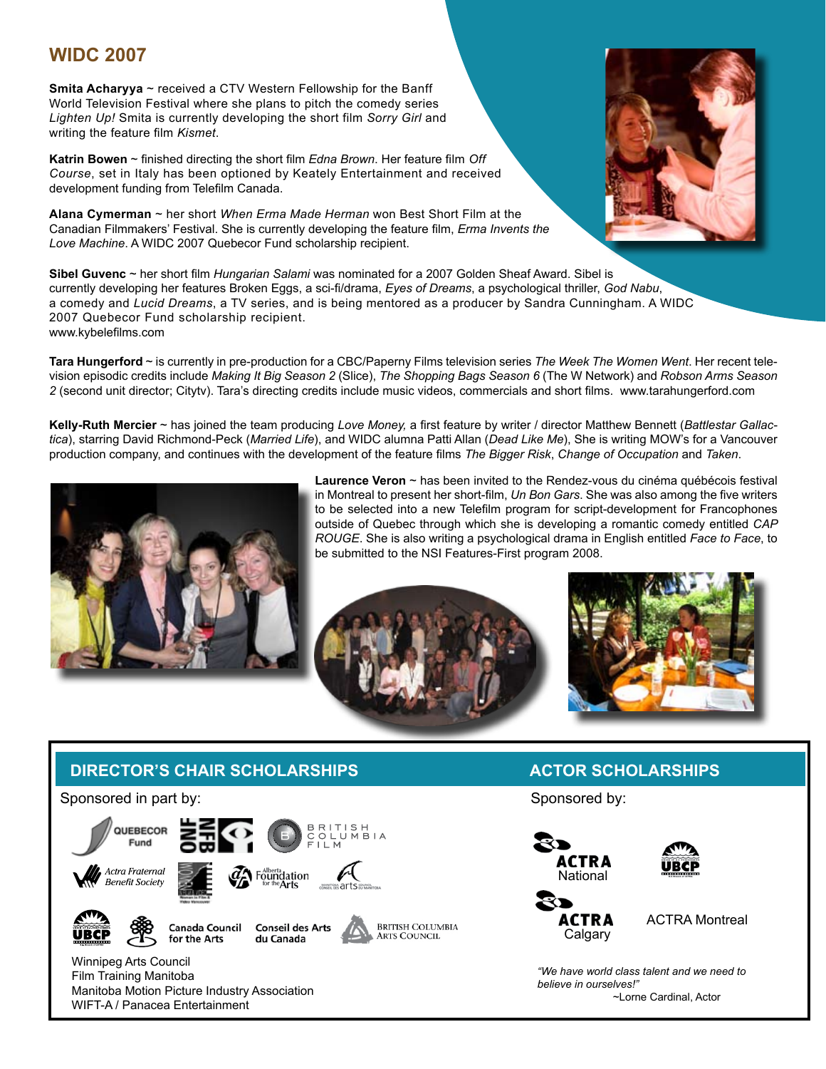## WIDC 2007

**Smita Acharyya** ~ received a CTV Western Fellowship for the Banff World Television Festival where she plans to pitch the comedy series *Lighten Up!* Smita is currently developing the short film *Sorry Girl* and writing the feature film *Kismet*.

**Katrin Bowen** ~ finished directing the short film *Edna Brown*. Her feature film *Off Course*, set in Italy has been optioned by Keately Entertainment and received development funding from Telefilm Canada.

**Alana Cymerman** ~ her short *When Erma Made Herman* won Best Short Film at the Canadian Filmmakers' Festival. She is currently developing the feature film, *Erma Invents the Love Machine*. A WIDC 2007 Quebecor Fund scholarship recipient.

**Sibel Guvenc** ~ her short film *Hungarian Salami* was nominated for a 2007 Golden Sheaf Award. Sibel is currently developing her features Broken Eggs, a sci-fi/drama, *Eyes of Dreams*, a psychological thriller, *God Nabu*, a comedy and *Lucid Dreams*, a TV series, and is being mentored as a producer by Sandra Cunningham. A WIDC 2007 Quebecor Fund scholarship recipient.
www.kybelefilms.com

**Tara Hungerford** ~ is currently in pre-production for a CBC/Paperny Films television series *The Week The Women Went*. Her recent television episodic credits include *Making It Big Season 2* (Slice), *The Shopping Bags Season 6* (The W Network) and *Robson Arms Season 2* (second unit director; Citytv). Tara's directing credits include music videos, commercials and short films. www.tarahungerford.com

**Kelly-Ruth Mercier** ~ has joined the team producing *Love Money,* a first feature by writer / director Matthew Bennett (*Battlestar Gallactica*), starring David Richmond-Peck (*Married Life*), and WIDC alumna Patti Allan (*Dead Like Me*), She is writing MOW's for a Vancouver production company, and continues with the development of the feature films *The Bigger Risk*, *Change of Occupation* and *Taken*.

**Laurence Veron** ~ has been invited to the Rendez-vous du cinéma québécois festival in Montreal to present her short-film, *Un Bon Gars*. She was also among the five writers to be selected into a new Telefilm program for script-development for Francophones outside of Quebec through which she is developing a romantic comedy entitled *CAP ROUGE*. She is also writing a psychological drama in English entitled *Face to Face*, to be submitted to the NSI Features-First program 2008.

### DIRECTOR'S CHAIR SCHOLARSHIPS

Sponsored in part by:

Quebecor Fund
NFB ONF
British Columbia Film
Actra Fraternal Benefit Society
Women in Film & Video Vancouver
Alberta Foundation for the Arts
Manitoba Arts Council / Conseil des Arts du Manitoba
UBCP
Canada Council for the Arts / Conseil des Arts du Canada
British Columbia Arts Council

Winnipeg Arts Council
Film Training Manitoba
Manitoba Motion Picture Industry Association
WIFT-A / Panacea Entertainment

### ACTOR SCHOLARSHIPS

Sponsored by:

ACTRA National
UBCP
ACTRA Calgary
ACTRA Montreal

*"We have world class talent and we need to believe in ourselves!"*
~Lorne Cardinal, Actor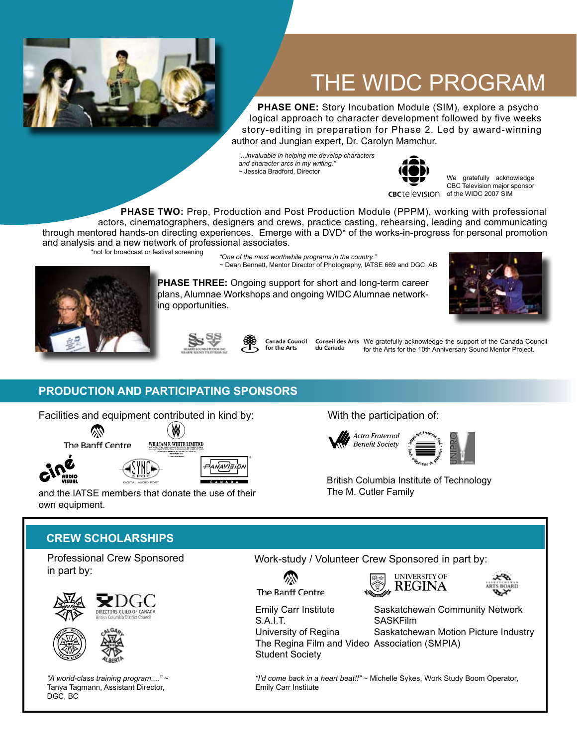# THE WIDC PROGRAM

**PHASE ONE:** Story Incubation Module (SIM), explore a psychological approach to character development followed by five weeks story-editing in preparation for Phase 2. Led by award-winning author and Jungian expert, Dr. Carolyn Mamchur.

*"...invaluable in helping me develop characters and character arcs in my writing."*
~ Jessica Bradford, Director

CBCtelevision

We gratefully acknowledge CBC Television major sponsor of the WIDC 2007 SIM

**PHASE TWO:** Prep, Production and Post Production Module (PPPM), working with professional actors, cinematographers, designers and crews, practice casting, rehearsing, leading and communicating through mentored hands-on directing experiences. Emerge with a DVD* of the works-in-progress for personal promotion and analysis and a new network of professional associates.

*not for broadcast or festival screening

*"One of the most worthwhile programs in the country."*
~ Dean Bennett, Mentor Director of Photography, IATSE 669 and DGC, AB

**PHASE THREE:** Ongoing support for short and long-term career plans, Alumnae Workshops and ongoing WIDC Alumnae networking opportunities.

Canada Council for the Arts / Conseil des Arts du Canada

We gratefully acknowledge the support of the Canada Council for the Arts for the 10th Anniversary Sound Mentor Project.

## PRODUCTION AND PARTICIPATING SPONSORS

Facilities and equipment contributed in kind by:

The Banff Centre
William F. White Limited
Ciné Audio Visual
Sync Spot Digital Audio Post
Panavision Canada

and the IATSE members that donate the use of their own equipment.

With the participation of:

Actra Fraternal Benefit Society
Independent Production Fund
UNIPRO

British Columbia Institute of Technology
The M. Cutler Family

## CREW SCHOLARSHIPS

Professional Crew Sponsored in part by:

IATSE 669
DGC Directors Guild of Canada British Columbia District Council
Motion Picture Technicians
IATSE Calgary Alberta

*"A world-class training program...."* ~ Tanya Tagmann, Assistant Director, DGC, BC

Work-study / Volunteer Crew Sponsored in part by:

The Banff Centre
University of Regina
Saskatchewan Arts Board

Emily Carr Institute
S.A.I.T.
University of Regina
The Regina Film and Video Student Society

Saskatchewan Community Network
SASKFilm
Saskatchewan Motion Picture Industry Association (SMPIA)

*"I'd come back in a heart beat!!"* ~ Michelle Sykes, Work Study Boom Operator, Emily Carr Institute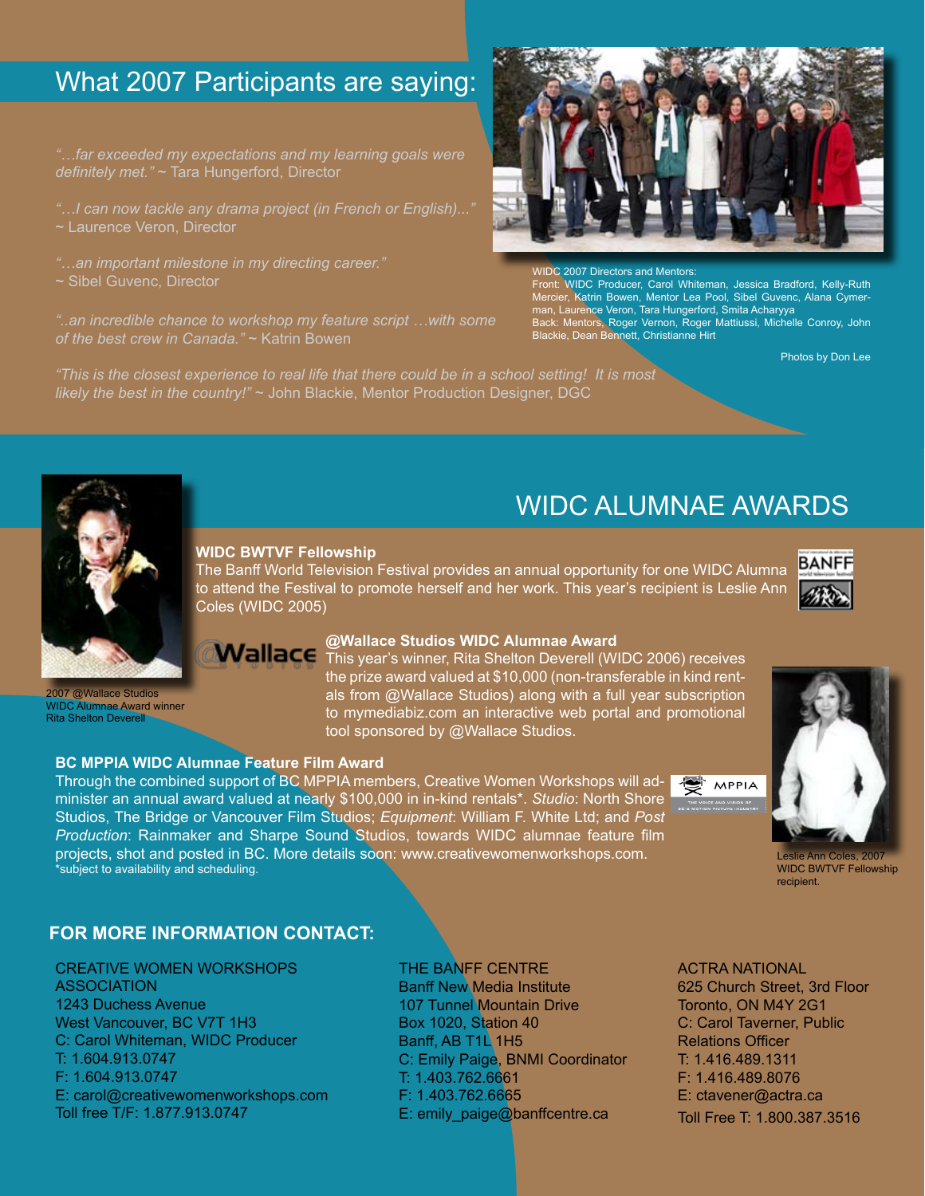## What 2007 Participants are saying:

*"…far exceeded my expectations and my learning goals were definitely met."* ~ Tara Hungerford, Director

*"…I can now tackle any drama project (in French or English)..."* ~ Laurence Veron, Director

*"…an important milestone in my directing career."* ~ Sibel Guvenc, Director

*"..an incredible chance to workshop my feature script …with some of the best crew in Canada."* ~ Katrin Bowen

*"This is the closest experience to real life that there could be in a school setting! It is most likely the best in the country!"* ~ John Blackie, Mentor Production Designer, DGC

WIDC 2007 Directors and Mentors:
Front: WIDC Producer, Carol Whiteman, Jessica Bradford, Kelly-Ruth Mercier, Katrin Bowen, Mentor Lea Pool, Sibel Guvenc, Alana Cymerman, Laurence Veron, Tara Hungerford, Smita Acharyya
Back: Mentors, Roger Vernon, Roger Mattiussi, Michelle Conroy, John Blackie, Dean Bennett, Christianne Hirt

Photos by Don Lee

## WIDC ALUMNAE AWARDS

2007 @Wallace Studios WIDC Alumnae Award winner Rita Shelton Deverell

### WIDC BWTVF Fellowship

The Banff World Television Festival provides an annual opportunity for one WIDC Alumna to attend the Festival to promote herself and her work. This year's recipient is Leslie Ann Coles (WIDC 2005)

### @Wallace Studios WIDC Alumnae Award

This year's winner, Rita Shelton Deverell (WIDC 2006) receives the prize award valued at $10,000 (non-transferable in kind rentals from @Wallace Studios) along with a full year subscription to mymediabiz.com an interactive web portal and promotional tool sponsored by @Wallace Studios.

### BC MPPIA WIDC Alumnae Feature Film Award

Through the combined support of BC MPPIA members, Creative Women Workshops will administer an annual award valued at nearly $100,000 in in-kind rentals*. *Studio*: North Shore Studios, The Bridge or Vancouver Film Studios; *Equipment*: William F. White Ltd; and *Post Production*: Rainmaker and Sharpe Sound Studios, towards WIDC alumnae feature film projects, shot and posted in BC. More details soon: www.creativewomenworkshops.com.
*subject to availability and scheduling.

Leslie Ann Coles, 2007 WIDC BWTVF Fellowship recipient.

## FOR MORE INFORMATION CONTACT:

CREATIVE WOMEN WORKSHOPS ASSOCIATION
1243 Duchess Avenue
West Vancouver, BC V7T 1H3
C: Carol Whiteman, WIDC Producer
T: 1.604.913.0747
F: 1.604.913.0747
E: carol@creativewomenworkshops.com
Toll free T/F: 1.877.913.0747

THE BANFF CENTRE
Banff New Media Institute
107 Tunnel Mountain Drive
Box 1020, Station 40
Banff, AB T1L 1H5
C: Emily Paige, BNMI Coordinator
T: 1.403.762.6661
F: 1.403.762.6665
E: emily_paige@banffcentre.ca

ACTRA NATIONAL
625 Church Street, 3rd Floor
Toronto, ON M4Y 2G1
C: Carol Taverner, Public Relations Officer
T: 1.416.489.1311
F: 1.416.489.8076
E: ctavener@actra.ca
Toll Free T: 1.800.387.3516